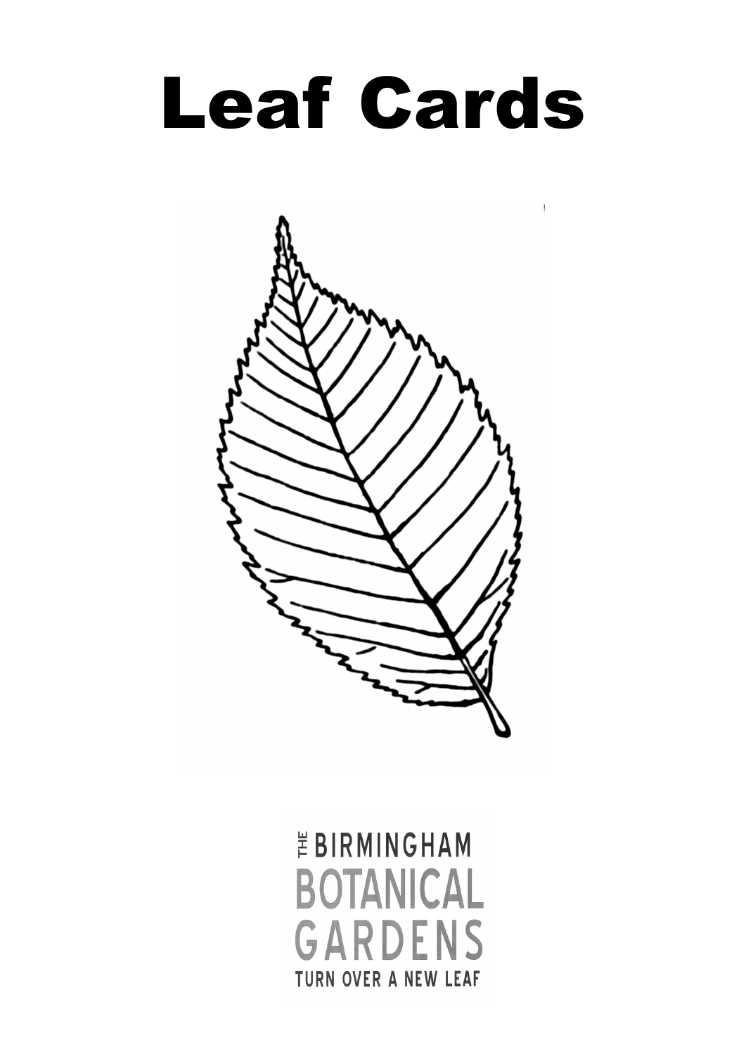# Leaf Cards

THE BIRMINGHAM
BOTANICAL
GARDENS
TURN OVER A NEW LEAF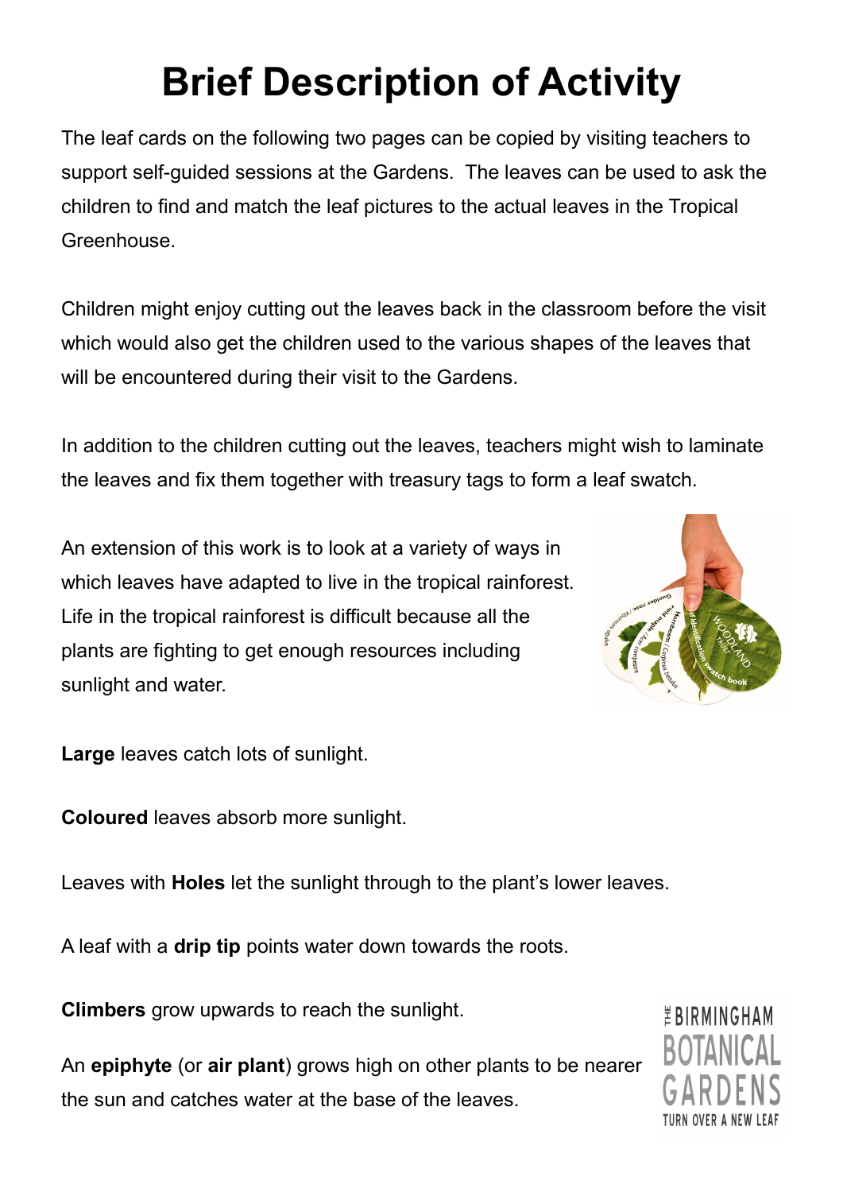# Brief Description of Activity

The leaf cards on the following two pages can be copied by visiting teachers to support self-guided sessions at the Gardens. The leaves can be used to ask the children to find and match the leaf pictures to the actual leaves in the Tropical Greenhouse.

Children might enjoy cutting out the leaves back in the classroom before the visit which would also get the children used to the various shapes of the leaves that will be encountered during their visit to the Gardens.

In addition to the children cutting out the leaves, teachers might wish to laminate the leaves and fix them together with treasury tags to form a leaf swatch.

An extension of this work is to look at a variety of ways in which leaves have adapted to live in the tropical rainforest. Life in the tropical rainforest is difficult because all the plants are fighting to get enough resources including sunlight and water.

**Large** leaves catch lots of sunlight.

**Coloured** leaves absorb more sunlight.

Leaves with **Holes** let the sunlight through to the plant's lower leaves.

A leaf with a **drip tip** points water down towards the roots.

**Climbers** grow upwards to reach the sunlight.

An **epiphyte** (or **air plant**) grows high on other plants to be nearer the sun and catches water at the base of the leaves.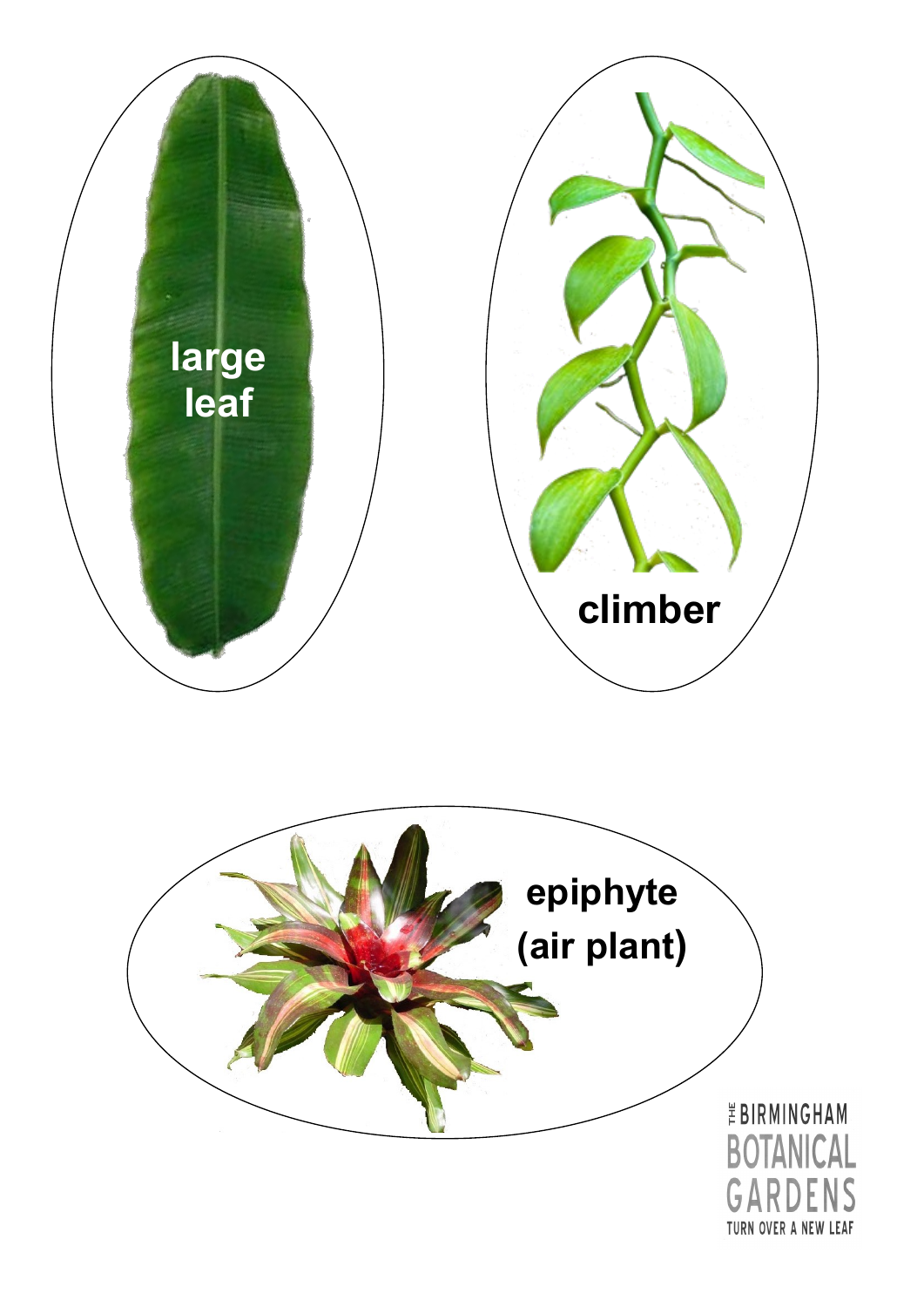large leaf

climber

epiphyte (air plant)

THE BIRMINGHAM BOTANICAL GARDENS

TURN OVER A NEW LEAF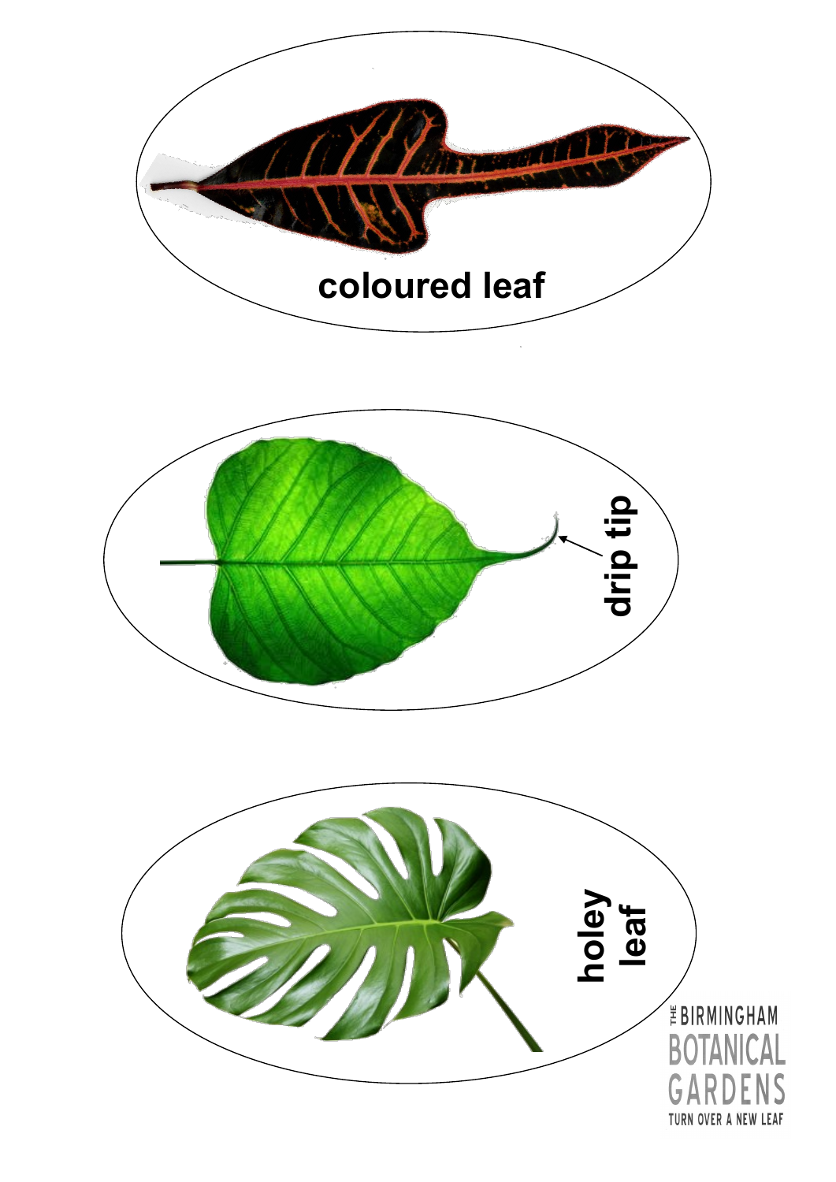coloured leaf

drip tip

holey leaf

THE BIRMINGHAM BOTANICAL GARDENS

TURN OVER A NEW LEAF